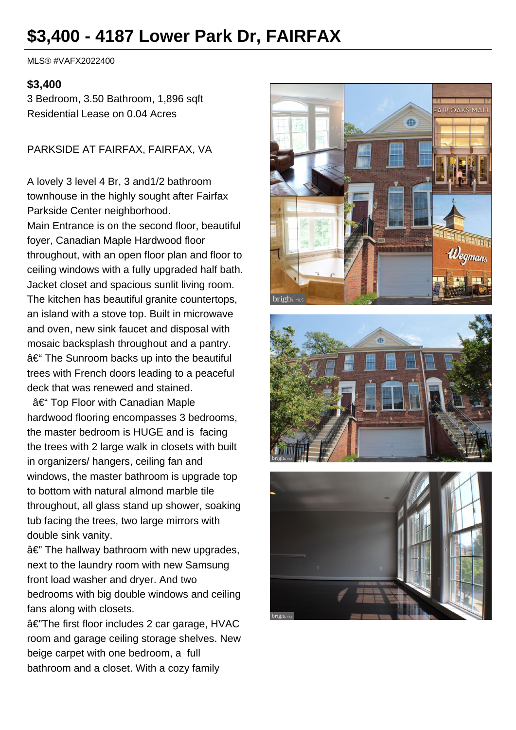# $3,400 - 4187 Lower Park Dr, FAIRFAX

MLS® #VAFX2022400

**$3,400**

3 Bedroom, 3.50 Bathroom, 1,896 sqft

Residential Lease on 0.04 Acres

PARKSIDE AT FAIRFAX, FAIRFAX, VA

A lovely 3 level 4 Br, 3 and1/2 bathroom townhouse in the highly sought after Fairfax Parkside Center neighborhood.

Main Entrance is on the second floor, beautiful foyer, Canadian Maple Hardwood floor throughout, with an open floor plan and floor to ceiling windows with a fully upgraded half bath. Jacket closet and spacious sunlit living room. The kitchen has beautiful granite countertops, an island with a stove top. Built in microwave and oven, new sink faucet and disposal with mosaic backsplash throughout and a pantry.

â€“ The Sunroom backs up into the beautiful trees with French doors leading to a peaceful deck that was renewed and stained.

â€“ Top Floor with Canadian Maple hardwood flooring encompasses 3 bedrooms, the master bedroom is HUGE and is facing the trees with 2 large walk in closets with built in organizers/ hangers, ceiling fan and windows, the master bathroom is upgrade top to bottom with natural almond marble tile throughout, all glass stand up shower, soaking tub facing the trees, two large mirrors with double sink vanity.

â€" The hallway bathroom with new upgrades, next to the laundry room with new Samsung front load washer and dryer. And two bedrooms with big double windows and ceiling fans along with closets.

â€"The first floor includes 2 car garage, HVAC room and garage ceiling storage shelves. New beige carpet with one bedroom, a full bathroom and a closet. With a cozy family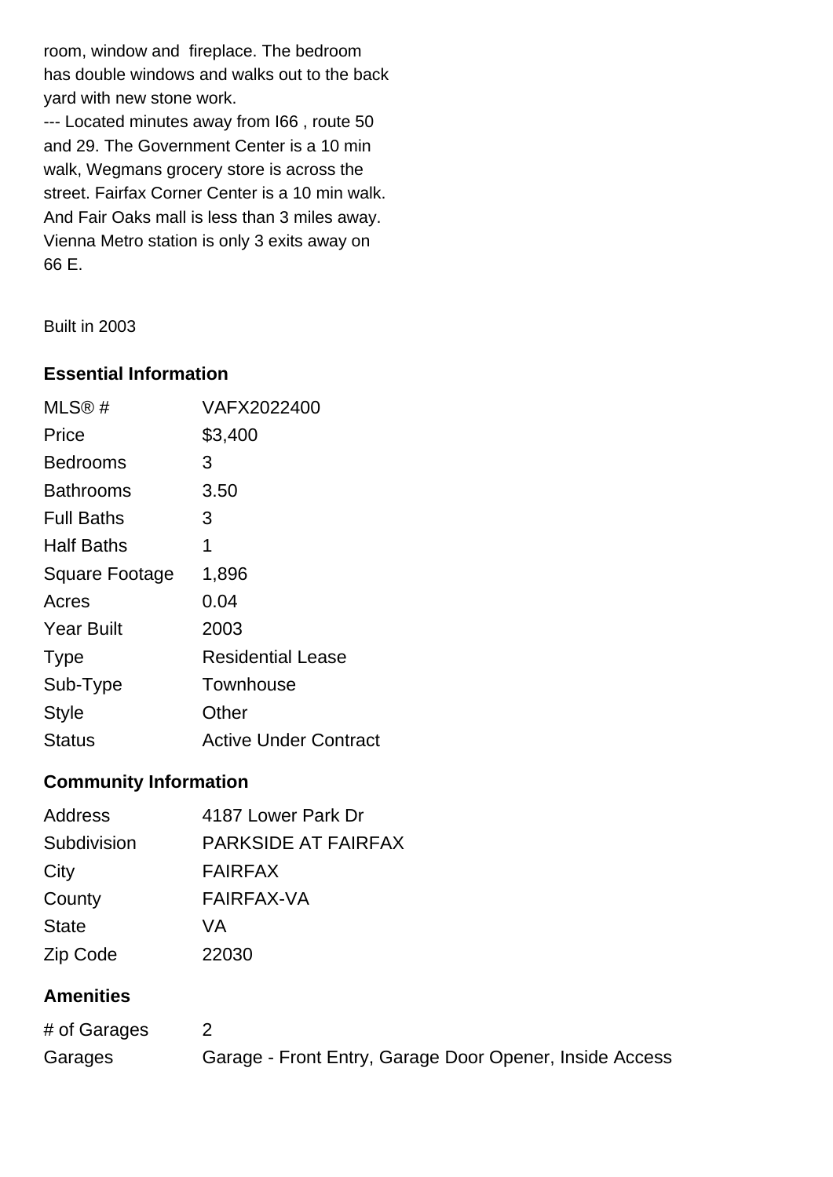room, window and fireplace. The bedroom has double windows and walks out to the back yard with new stone work.
--- Located minutes away from I66 , route 50 and 29. The Government Center is a 10 min walk, Wegmans grocery store is across the street. Fairfax Corner Center is a 10 min walk. And Fair Oaks mall is less than 3 miles away. Vienna Metro station is only 3 exits away on 66 E.

Built in 2003

## Essential Information

| | |
|---|---|
| MLS® # | VAFX2022400 |
| Price | $3,400 |
| Bedrooms | 3 |
| Bathrooms | 3.50 |
| Full Baths | 3 |
| Half Baths | 1 |
| Square Footage | 1,896 |
| Acres | 0.04 |
| Year Built | 2003 |
| Type | Residential Lease |
| Sub-Type | Townhouse |
| Style | Other |
| Status | Active Under Contract |

## Community Information

| | |
|---|---|
| Address | 4187 Lower Park Dr |
| Subdivision | PARKSIDE AT FAIRFAX |
| City | FAIRFAX |
| County | FAIRFAX-VA |
| State | VA |
| Zip Code | 22030 |

## Amenities

| | |
|---|---|
| # of Garages | 2 |
| Garages | Garage - Front Entry, Garage Door Opener, Inside Access |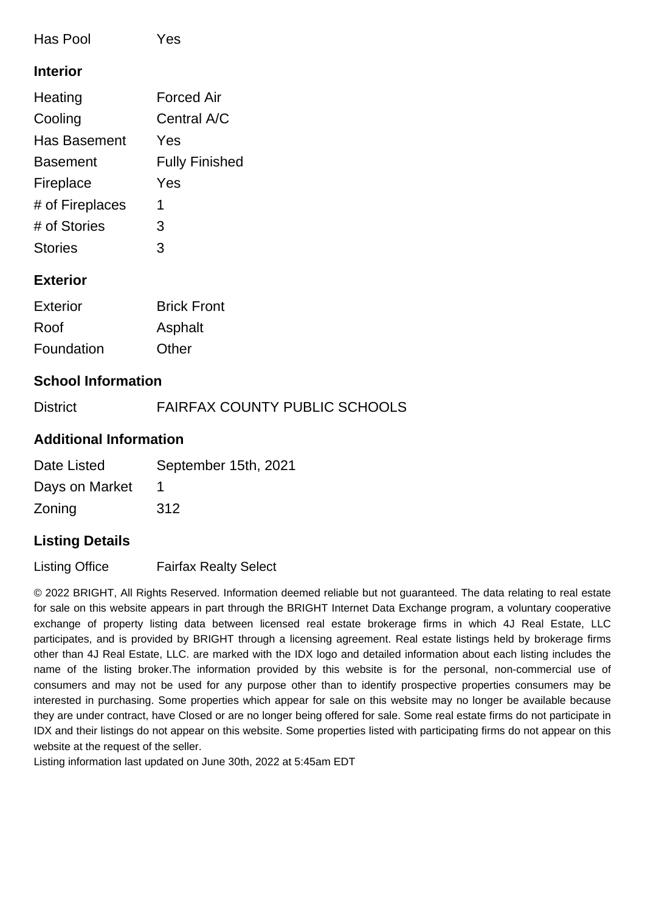| | |
|---|---|
| Has Pool | Yes |

### Interior

| | |
|---|---|
| Heating | Forced Air |
| Cooling | Central A/C |
| Has Basement | Yes |
| Basement | Fully Finished |
| Fireplace | Yes |
| # of Fireplaces | 1 |
| # of Stories | 3 |
| Stories | 3 |

### Exterior

| | |
|---|---|
| Exterior | Brick Front |
| Roof | Asphalt |
| Foundation | Other |

### School Information

| | |
|---|---|
| District | FAIRFAX COUNTY PUBLIC SCHOOLS |

### Additional Information

| | |
|---|---|
| Date Listed | September 15th, 2021 |
| Days on Market | 1 |
| Zoning | 312 |

### Listing Details

| | |
|---|---|
| Listing Office | Fairfax Realty Select |

© 2022 BRIGHT, All Rights Reserved. Information deemed reliable but not guaranteed. The data relating to real estate for sale on this website appears in part through the BRIGHT Internet Data Exchange program, a voluntary cooperative exchange of property listing data between licensed real estate brokerage firms in which 4J Real Estate, LLC participates, and is provided by BRIGHT through a licensing agreement. Real estate listings held by brokerage firms other than 4J Real Estate, LLC. are marked with the IDX logo and detailed information about each listing includes the name of the listing broker.The information provided by this website is for the personal, non-commercial use of consumers and may not be used for any purpose other than to identify prospective properties consumers may be interested in purchasing. Some properties which appear for sale on this website may no longer be available because they are under contract, have Closed or are no longer being offered for sale. Some real estate firms do not participate in IDX and their listings do not appear on this website. Some properties listed with participating firms do not appear on this website at the request of the seller.

Listing information last updated on June 30th, 2022 at 5:45am EDT